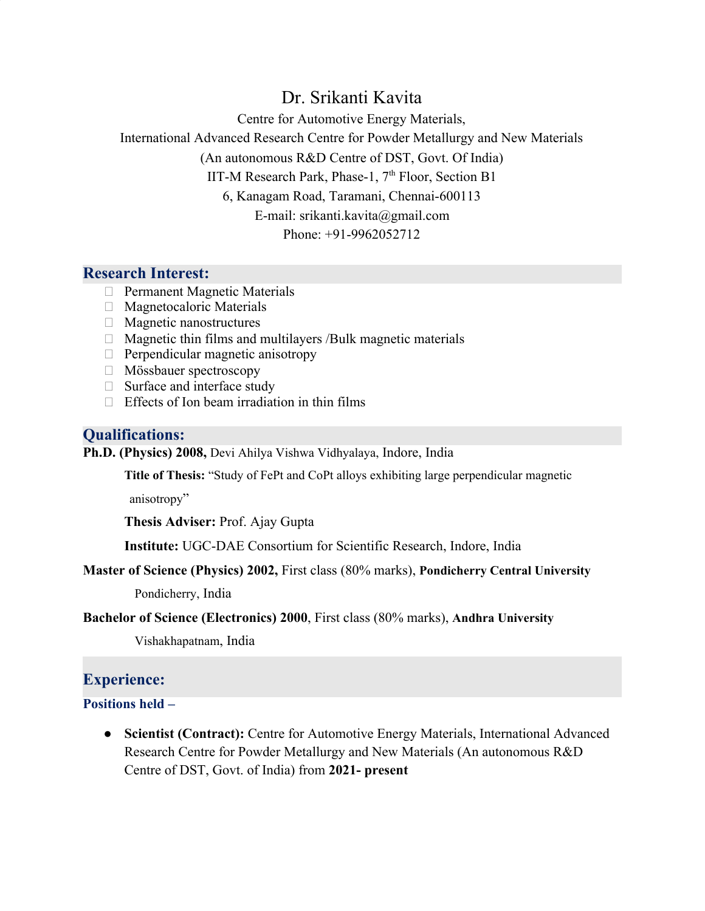# Dr. Srikanti Kavita

Centre for Automotive Energy Materials,
International Advanced Research Centre for Powder Metallurgy and New Materials
(An autonomous R&D Centre of DST, Govt. Of India)
IIT-M Research Park, Phase-1, 7th Floor, Section B1
6, Kanagam Road, Taramani, Chennai-600113
E-mail: srikanti.kavita@gmail.com
Phone: +91-9962052712

## Research Interest:

- Permanent Magnetic Materials
- Magnetocaloric Materials
- Magnetic nanostructures
- Magnetic thin films and multilayers /Bulk magnetic materials
- Perpendicular magnetic anisotropy
- Mössbauer spectroscopy
- Surface and interface study
- Effects of Ion beam irradiation in thin films

## Qualifications:

**Ph.D. (Physics) 2008,** Devi Ahilya Vishwa Vidhyalaya, Indore, India

**Title of Thesis:** "Study of FePt and CoPt alloys exhibiting large perpendicular magnetic anisotropy"

**Thesis Adviser:** Prof. Ajay Gupta

**Institute:** UGC-DAE Consortium for Scientific Research, Indore, India

**Master of Science (Physics) 2002,** First class (80% marks), **Pondicherry Central University** Pondicherry, India

**Bachelor of Science (Electronics) 2000**, First class (80% marks), **Andhra University** Vishakhapatnam, India

## Experience:

### Positions held –

- **Scientist (Contract):** Centre for Automotive Energy Materials, International Advanced Research Centre for Powder Metallurgy and New Materials (An autonomous R&D Centre of DST, Govt. of India) from **2021- present**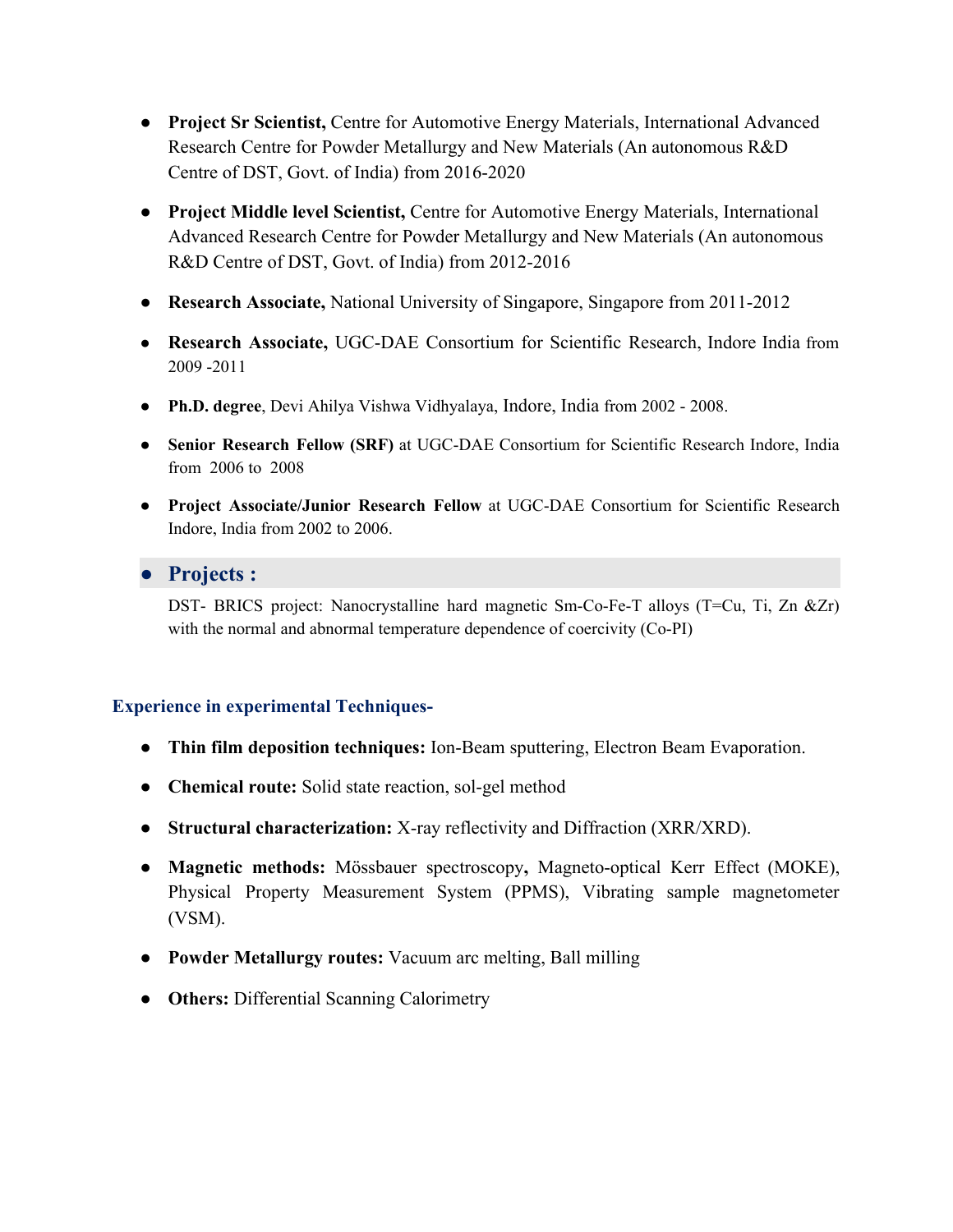- **Project Sr Scientist,** Centre for Automotive Energy Materials, International Advanced Research Centre for Powder Metallurgy and New Materials (An autonomous R&D Centre of DST, Govt. of India) from 2016-2020

- **Project Middle level Scientist,** Centre for Automotive Energy Materials, International Advanced Research Centre for Powder Metallurgy and New Materials (An autonomous R&D Centre of DST, Govt. of India) from 2012-2016

- **Research Associate,** National University of Singapore, Singapore from 2011-2012

- **Research Associate,** UGC-DAE Consortium for Scientific Research, Indore India from 2009 -2011

- **Ph.D. degree**, Devi Ahilya Vishwa Vidhyalaya, Indore, India from 2002 - 2008.

- **Senior Research Fellow (SRF)** at UGC-DAE Consortium for Scientific Research Indore, India from 2006 to 2008

- **Project Associate/Junior Research Fellow** at UGC-DAE Consortium for Scientific Research Indore, India from 2002 to 2006.

## Projects :

DST- BRICS project: Nanocrystalline hard magnetic Sm-Co-Fe-T alloys (T=Cu, Ti, Zn &Zr) with the normal and abnormal temperature dependence of coercivity (Co-PI)

### Experience in experimental Techniques-

- **Thin film deposition techniques:** Ion-Beam sputtering, Electron Beam Evaporation.

- **Chemical route:** Solid state reaction, sol-gel method

- **Structural characterization:** X-ray reflectivity and Diffraction (XRR/XRD).

- **Magnetic methods:** Mössbauer spectroscopy**,** Magneto-optical Kerr Effect (MOKE), Physical Property Measurement System (PPMS), Vibrating sample magnetometer (VSM).

- **Powder Metallurgy routes:** Vacuum arc melting, Ball milling

- **Others:** Differential Scanning Calorimetry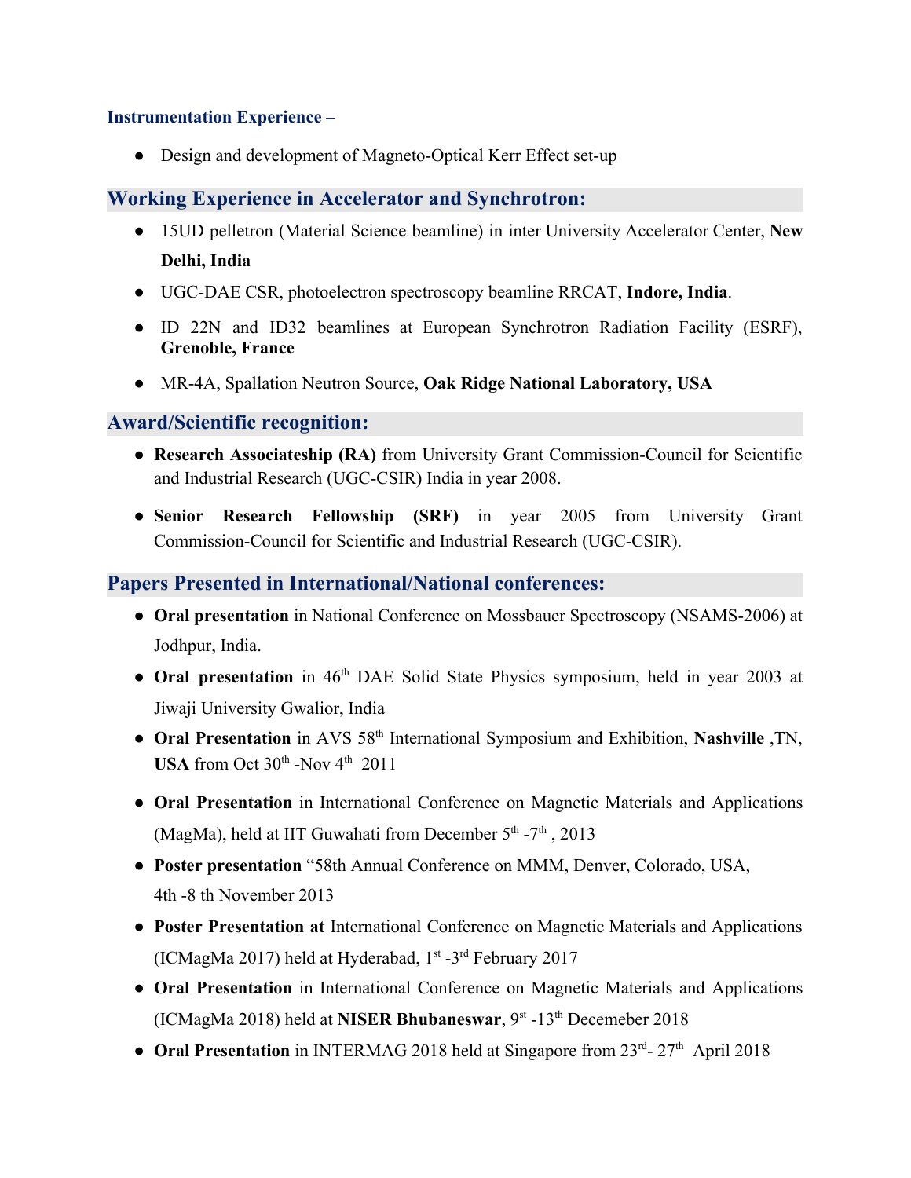### Instrumentation Experience –

- Design and development of Magneto-Optical Kerr Effect set-up

## Working Experience in Accelerator and Synchrotron:

- 15UD pelletron (Material Science beamline) in inter University Accelerator Center, **New Delhi, India**
- UGC-DAE CSR, photoelectron spectroscopy beamline RRCAT, **Indore, India**.
- ID 22N and ID32 beamlines at European Synchrotron Radiation Facility (ESRF), **Grenoble, France**
- MR-4A, Spallation Neutron Source, **Oak Ridge National Laboratory, USA**

## Award/Scientific recognition:

- **Research Associateship (RA)** from University Grant Commission-Council for Scientific and Industrial Research (UGC-CSIR) India in year 2008.
- **Senior Research Fellowship (SRF)** in year 2005 from University Grant Commission-Council for Scientific and Industrial Research (UGC-CSIR).

## Papers Presented in International/National conferences:

- **Oral presentation** in National Conference on Mossbauer Spectroscopy (NSAMS-2006) at Jodhpur, India.
- **Oral presentation** in 46th DAE Solid State Physics symposium, held in year 2003 at Jiwaji University Gwalior, India
- **Oral Presentation** in AVS 58th International Symposium and Exhibition, **Nashville** ,TN, **USA** from Oct 30th -Nov 4th 2011
- **Oral Presentation** in International Conference on Magnetic Materials and Applications (MagMa), held at IIT Guwahati from December 5th -7th , 2013
- **Poster presentation** "58th Annual Conference on MMM, Denver, Colorado, USA, 4th -8 th November 2013
- **Poster Presentation at** International Conference on Magnetic Materials and Applications (ICMagMa 2017) held at Hyderabad, 1st -3rd February 2017
- **Oral Presentation** in International Conference on Magnetic Materials and Applications (ICMagMa 2018) held at **NISER Bhubaneswar**, 9st -13th Decemeber 2018
- **Oral Presentation** in INTERMAG 2018 held at Singapore from 23rd- 27th April 2018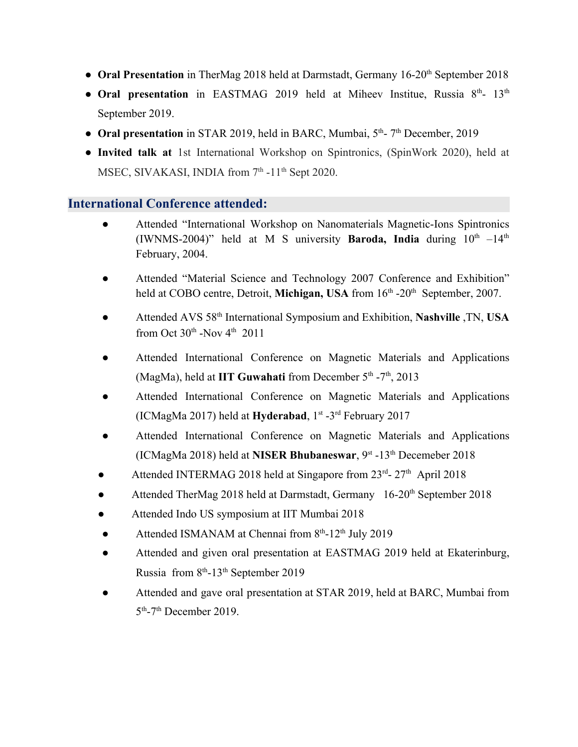- **Oral Presentation** in TherMag 2018 held at Darmstadt, Germany 16-20th September 2018
- **Oral presentation** in EASTMAG 2019 held at Miheev Institue, Russia 8th- 13th September 2019.
- **Oral presentation** in STAR 2019, held in BARC, Mumbai, 5th- 7th December, 2019
- **Invited talk at** 1st International Workshop on Spintronics, (SpinWork 2020), held at MSEC, SIVAKASI, INDIA from 7th -11th Sept 2020.

## International Conference attended:

- Attended "International Workshop on Nanomaterials Magnetic-Ions Spintronics (IWNMS-2004)" held at M S university **Baroda, India** during 10th –14th February, 2004.
- Attended "Material Science and Technology 2007 Conference and Exhibition" held at COBO centre, Detroit, **Michigan, USA** from 16th -20th September, 2007.
- Attended AVS 58th International Symposium and Exhibition, **Nashville** ,TN, **USA** from Oct 30th -Nov 4th 2011
- Attended International Conference on Magnetic Materials and Applications (MagMa), held at **IIT Guwahati** from December 5th -7th, 2013
- Attended International Conference on Magnetic Materials and Applications (ICMagMa 2017) held at **Hyderabad**, 1st -3rd February 2017
- Attended International Conference on Magnetic Materials and Applications (ICMagMa 2018) held at **NISER Bhubaneswar**, 9st -13th Decemeber 2018
- Attended INTERMAG 2018 held at Singapore from 23rd- 27th April 2018
- Attended TherMag 2018 held at Darmstadt, Germany 16-20th September 2018
- Attended Indo US symposium at IIT Mumbai 2018
- Attended ISMANAM at Chennai from 8th-12th July 2019
- Attended and given oral presentation at EASTMAG 2019 held at Ekaterinburg, Russia from 8th-13th September 2019
- Attended and gave oral presentation at STAR 2019, held at BARC, Mumbai from 5th-7th December 2019.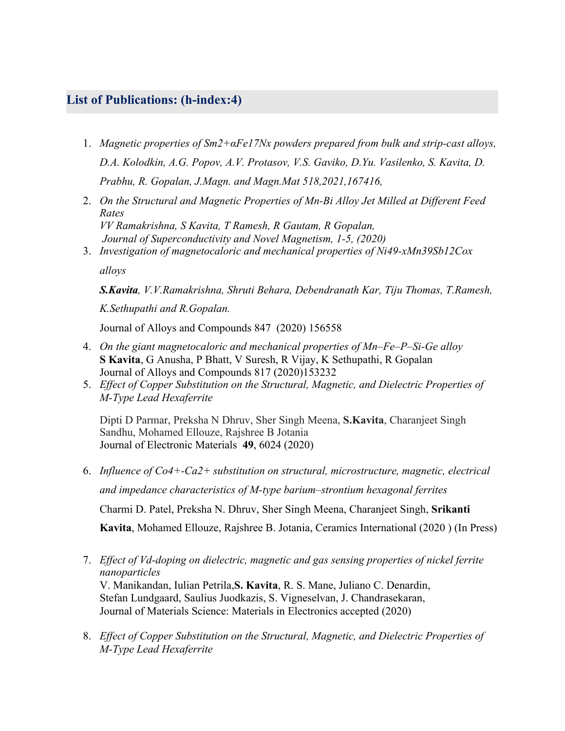## List of Publications: (h-index:4)

1. *Magnetic properties of $Sm_{2+\alpha}Fe_{17}N_x$ powders prepared from bulk and strip-cast alloys, D.A. Kolodkin, A.G. Popov, A.V. Protasov, V.S. Gaviko, D.Yu. Vasilenko, S. Kavita, D. Prabhu, R. Gopalan, J.Magn. and Magn.Mat 518,2021,167416,*

2. *On the Structural and Magnetic Properties of Mn-Bi Alloy Jet Milled at Different Feed Rates*
   *VV Ramakrishna, S Kavita, T Ramesh, R Gautam, R Gopalan,*
   *Journal of Superconductivity and Novel Magnetism, 1-5, (2020)*

3. *Investigation of magnetocaloric and mechanical properties of $Ni_{49-x}Mn_{39}Sb_{12}Co_x$ alloys*

   ***S.Kavita**, V.V.Ramakrishna, Shruti Behara, Debendranath Kar, Tiju Thomas, T.Ramesh, K.Sethupathi and R.Gopalan.*

   Journal of Alloys and Compounds 847 (2020) 156558

4. *On the giant magnetocaloric and mechanical properties of Mn–Fe–P–Si-Ge alloy*
   **S Kavita**, G Anusha, P Bhatt, V Suresh, R Vijay, K Sethupathi, R Gopalan
   Journal of Alloys and Compounds 817 (2020)153232

5. *Effect of Copper Substitution on the Structural, Magnetic, and Dielectric Properties of M-Type Lead Hexaferrite*

   Dipti D Parmar, Preksha N Dhruv, Sher Singh Meena, **S.Kavita**, Charanjeet Singh Sandhu, Mohamed Ellouze, Rajshree B Jotania
   Journal of Electronic Materials **49**, 6024 (2020)

6. *Influence of $Co^{4+}$-$Ca^{2+}$ substitution on structural, microstructure, magnetic, electrical and impedance characteristics of M-type barium–strontium hexagonal ferrites*

   Charmi D. Patel, Preksha N. Dhruv, Sher Singh Meena, Charanjeet Singh, **Srikanti Kavita**, Mohamed Ellouze, Rajshree B. Jotania, Ceramics International (2020 ) (In Press)

7. *Effect of Vd-doping on dielectric, magnetic and gas sensing properties of nickel ferrite nanoparticles*
   V. Manikandan, Iulian Petrila,**S. Kavita**, R. S. Mane, Juliano C. Denardin, Stefan Lundgaard, Saulius Juodkazis, S. Vigneselvan, J. Chandrasekaran,
   Journal of Materials Science: Materials in Electronics accepted (2020)

8. *Effect of Copper Substitution on the Structural, Magnetic, and Dielectric Properties of M-Type Lead Hexaferrite*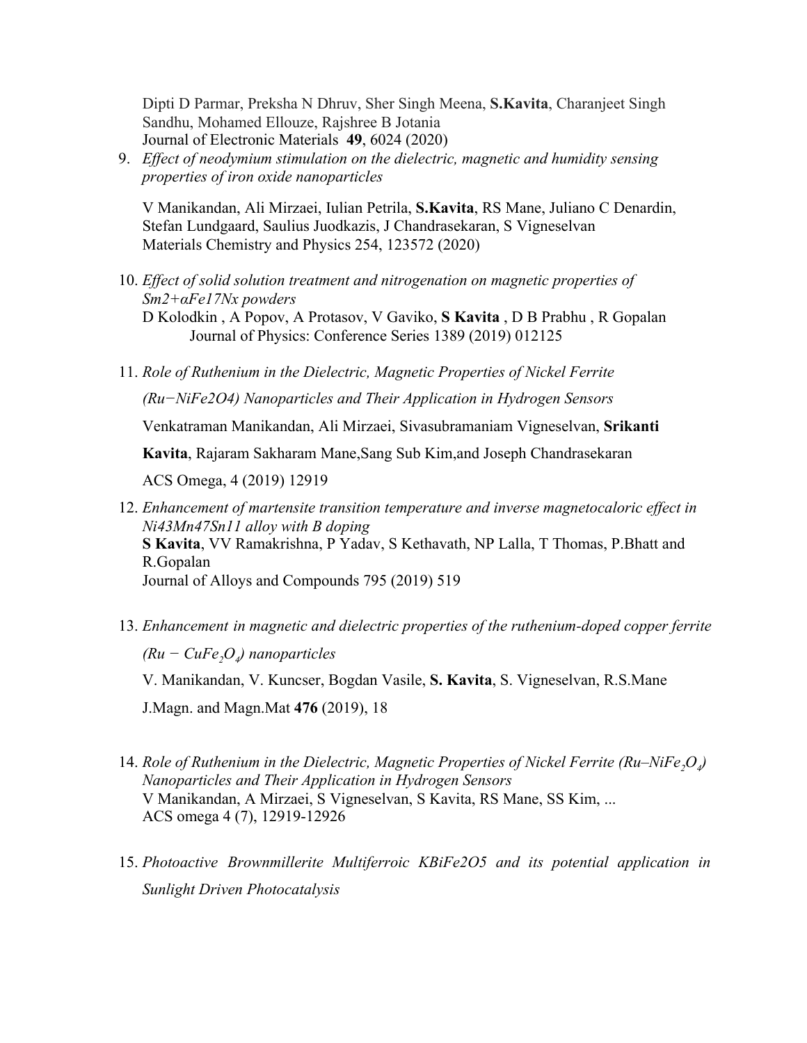Dipti D Parmar, Preksha N Dhruv, Sher Singh Meena, **S.Kavita**, Charanjeet Singh Sandhu, Mohamed Ellouze, Rajshree B Jotania
Journal of Electronic Materials **49**, 6024 (2020)

9. *Effect of neodymium stimulation on the dielectric, magnetic and humidity sensing properties of iron oxide nanoparticles*

   V Manikandan, Ali Mirzaei, Iulian Petrila, **S.Kavita**, RS Mane, Juliano C Denardin, Stefan Lundgaard, Saulius Juodkazis, J Chandrasekaran, S Vigneselvan
   Materials Chemistry and Physics 254, 123572 (2020)

10. *Effect of solid solution treatment and nitrogenation on magnetic properties of Sm2+αFe17Nx powders*
    D Kolodkin , A Popov, A Protasov, V Gaviko, **S Kavita** , D B Prabhu , R Gopalan
    Journal of Physics: Conference Series 1389 (2019) 012125

11. *Role of Ruthenium in the Dielectric, Magnetic Properties of Nickel Ferrite (Ru−NiFe2O4) Nanoparticles and Their Application in Hydrogen Sensors*

    Venkatraman Manikandan, Ali Mirzaei, Sivasubramaniam Vigneselvan, **Srikanti Kavita**, Rajaram Sakharam Mane,Sang Sub Kim,and Joseph Chandrasekaran

    ACS Omega, 4 (2019) 12919

12. *Enhancement of martensite transition temperature and inverse magnetocaloric effect in Ni43Mn47Sn11 alloy with B doping*
    **S Kavita**, VV Ramakrishna, P Yadav, S Kethavath, NP Lalla, T Thomas, P.Bhatt and R.Gopalan
    Journal of Alloys and Compounds 795 (2019) 519

13. *Enhancement in magnetic and dielectric properties of the ruthenium-doped copper ferrite (Ru − $CuFe_2O_4$) nanoparticles*

    V. Manikandan, V. Kuncser, Bogdan Vasile, **S. Kavita**, S. Vigneselvan, R.S.Mane

    J.Magn. and Magn.Mat **476** (2019), 18

14. *Role of Ruthenium in the Dielectric, Magnetic Properties of Nickel Ferrite (Ru–$NiFe_2O_4$) Nanoparticles and Their Application in Hydrogen Sensors*
    V Manikandan, A Mirzaei, S Vigneselvan, S Kavita, RS Mane, SS Kim, ...
    ACS omega 4 (7), 12919-12926

15. *Photoactive Brownmillerite Multiferroic KBiFe2O5 and its potential application in Sunlight Driven Photocatalysis*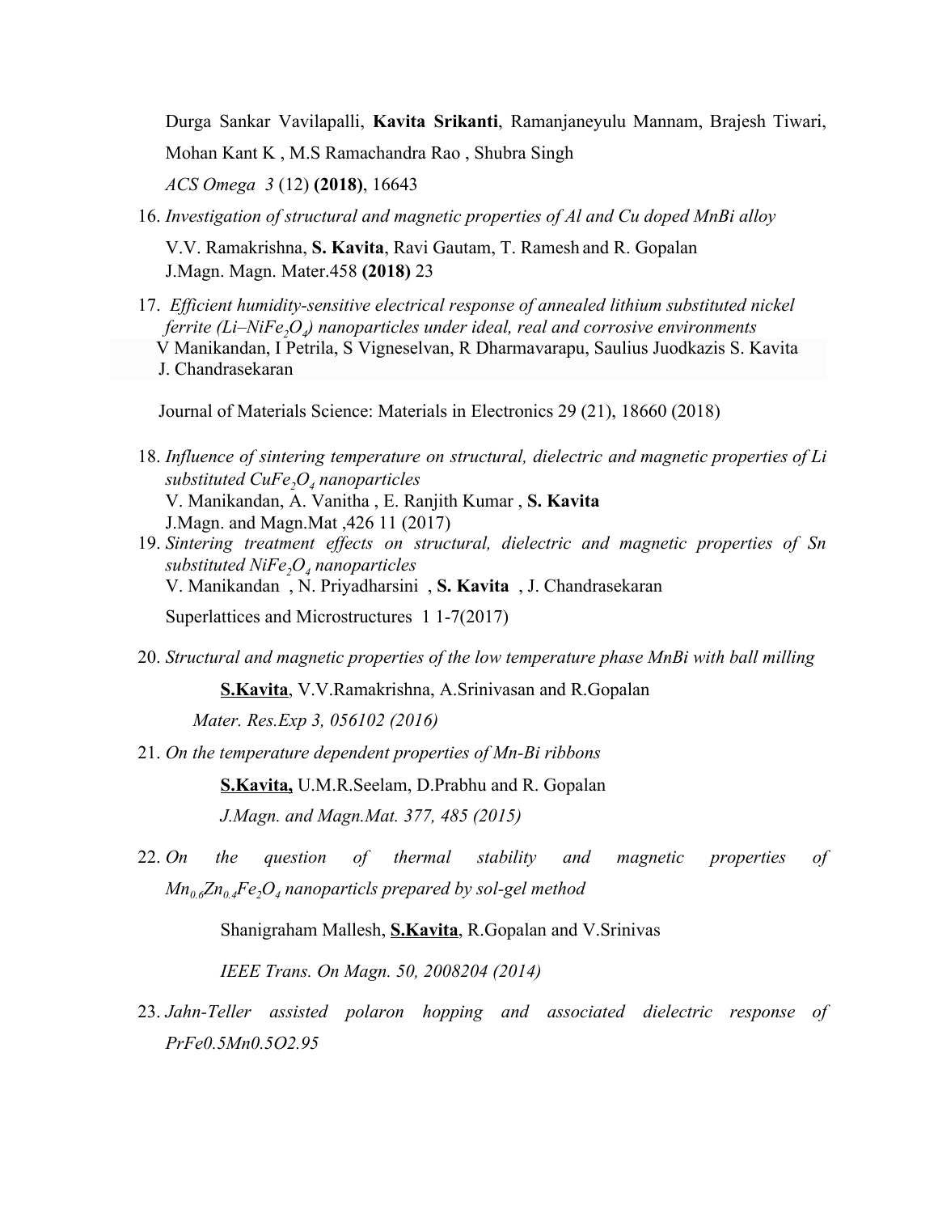Durga Sankar Vavilapalli, **Kavita Srikanti**, Ramanjaneyulu Mannam, Brajesh Tiwari, Mohan Kant K , M.S Ramachandra Rao , Shubra Singh

*ACS Omega 3* (12) **(2018)**, 16643

16. *Investigation of structural and magnetic properties of Al and Cu doped MnBi alloy*

    V.V. Ramakrishna, **S. Kavita**, Ravi Gautam, T. Ramesh and R. Gopalan
    J.Magn. Magn. Mater.458 **(2018)** 23

17. *Efficient humidity-sensitive electrical response of annealed lithium substituted nickel ferrite (Li–Ni$Fe_2O_4$) nanoparticles under ideal, real and corrosive environments*
    V Manikandan, I Petrila, S Vigneselvan, R Dharmavarapu, Saulius Juodkazis S. Kavita J. Chandrasekaran

    Journal of Materials Science: Materials in Electronics 29 (21), 18660 (2018)

18. *Influence of sintering temperature on structural, dielectric and magnetic properties of Li substituted $CuFe_2O_4$ nanoparticles*
    V. Manikandan, A. Vanitha , E. Ranjith Kumar , **S. Kavita**
    J.Magn. and Magn.Mat ,426 11 (2017)

19. *Sintering treatment effects on structural, dielectric and magnetic properties of Sn substituted $NiFe_2O_4$ nanoparticles*
    V. Manikandan , N. Priyadharsini , **S. Kavita** , J. Chandrasekaran

    Superlattices and Microstructures 1 1-7(2017)

20. *Structural and magnetic properties of the low temperature phase MnBi with ball milling*

    **S.Kavita**, V.V.Ramakrishna, A.Srinivasan and R.Gopalan

    *Mater. Res.Exp 3, 056102 (2016)*

21. *On the temperature dependent properties of Mn-Bi ribbons*

    **S.Kavita,** U.M.R.Seelam, D.Prabhu and R. Gopalan

    *J.Magn. and Magn.Mat. 377, 485 (2015)*

22. *On the question of thermal stability and magnetic properties of $Mn_{0.6}Zn_{0.4}Fe_2O_4$ nanoparticls prepared by sol-gel method*

    Shanigraham Mallesh, **S.Kavita**, R.Gopalan and V.Srinivas

    *IEEE Trans. On Magn. 50, 2008204 (2014)*

23. *Jahn-Teller assisted polaron hopping and associated dielectric response of PrFe0.5Mn0.5O2.95*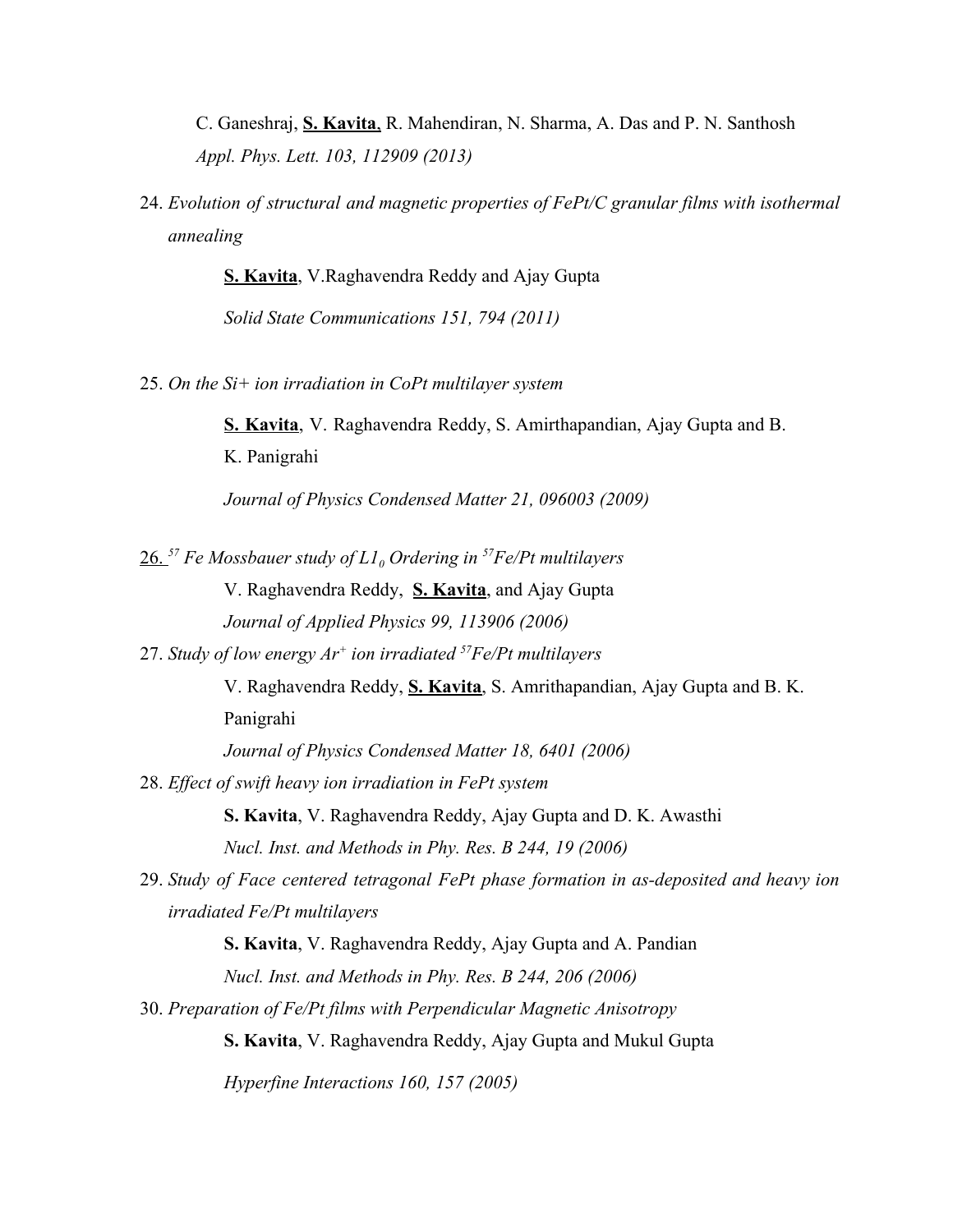C. Ganeshraj, **S. Kavita**, R. Mahendiran, N. Sharma, A. Das and P. N. Santhosh
*Appl. Phys. Lett. 103, 112909 (2013)*

24. *Evolution of structural and magnetic properties of FePt/C granular films with isothermal annealing*

    **S. Kavita**, V.Raghavendra Reddy and Ajay Gupta

    *Solid State Communications 151, 794 (2011)*

25. *On the Si+ ion irradiation in CoPt multilayer system*

    **S. Kavita**, V. Raghavendra Reddy, S. Amirthapandian, Ajay Gupta and B. K. Panigrahi

    *Journal of Physics Condensed Matter 21, 096003 (2009)*

26. *$^{57}$Fe Mossbauer study of $L1_0$ Ordering in $^{57}$Fe/Pt multilayers*

    V. Raghavendra Reddy, **S. Kavita**, and Ajay Gupta

    *Journal of Applied Physics 99, 113906 (2006)*

27. *Study of low energy $Ar^+$ ion irradiated $^{57}$Fe/Pt multilayers*

    V. Raghavendra Reddy, **S. Kavita**, S. Amrithapandian, Ajay Gupta and B. K. Panigrahi

    *Journal of Physics Condensed Matter 18, 6401 (2006)*

28. *Effect of swift heavy ion irradiation in FePt system*

    **S. Kavita**, V. Raghavendra Reddy, Ajay Gupta and D. K. Awasthi

    *Nucl. Inst. and Methods in Phy. Res. B 244, 19 (2006)*

29. *Study of Face centered tetragonal FePt phase formation in as-deposited and heavy ion irradiated Fe/Pt multilayers*

    **S. Kavita**, V. Raghavendra Reddy, Ajay Gupta and A. Pandian

    *Nucl. Inst. and Methods in Phy. Res. B 244, 206 (2006)*

30. *Preparation of Fe/Pt films with Perpendicular Magnetic Anisotropy*

    **S. Kavita**, V. Raghavendra Reddy, Ajay Gupta and Mukul Gupta

    *Hyperfine Interactions 160, 157 (2005)*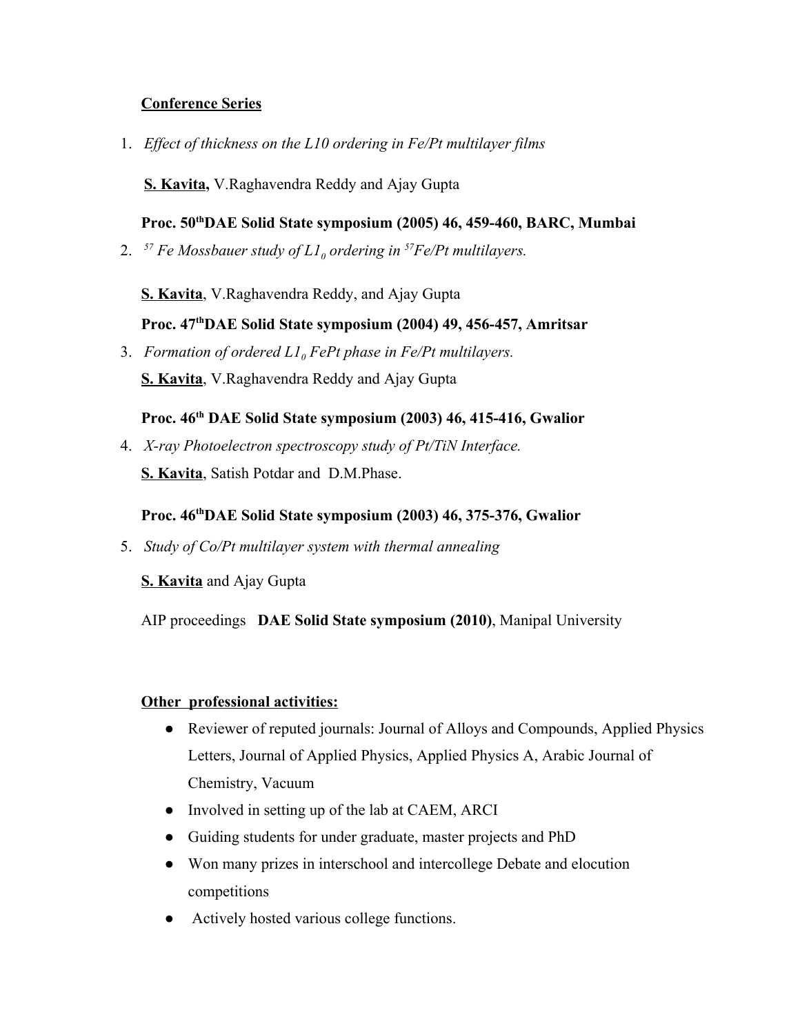**Conference Series**

1. *Effect of thickness on the L10 ordering in Fe/Pt multilayer films*

   **S. Kavita,** V.Raghavendra Reddy and Ajay Gupta

   **Proc. 50$^{th}$DAE Solid State symposium (2005) 46, 459-460, BARC, Mumbai**

2. *$^{57}$ Fe Mossbauer study of $L1_0$ ordering in $^{57}$Fe/Pt multilayers.*

   **S. Kavita**, V.Raghavendra Reddy, and Ajay Gupta

   **Proc. 47$^{th}$DAE Solid State symposium (2004) 49, 456-457, Amritsar**

3. *Formation of ordered $L1_0$ FePt phase in Fe/Pt multilayers.*

   **S. Kavita**, V.Raghavendra Reddy and Ajay Gupta

   **Proc. 46$^{th}$ DAE Solid State symposium (2003) 46, 415-416, Gwalior**

4. *X-ray Photoelectron spectroscopy study of Pt/TiN Interface.*

   **S. Kavita**, Satish Potdar and D.M.Phase.

   **Proc. 46$^{th}$DAE Solid State symposium (2003) 46, 375-376, Gwalior**

5. *Study of Co/Pt multilayer system with thermal annealing*

   **S. Kavita** and Ajay Gupta

   AIP proceedings **DAE Solid State symposium (2010)**, Manipal University

**Other professional activities:**

- Reviewer of reputed journals: Journal of Alloys and Compounds, Applied Physics Letters, Journal of Applied Physics, Applied Physics A, Arabic Journal of Chemistry, Vacuum
- Involved in setting up of the lab at CAEM, ARCI
- Guiding students for under graduate, master projects and PhD
- Won many prizes in interschool and intercollege Debate and elocution competitions
- Actively hosted various college functions.